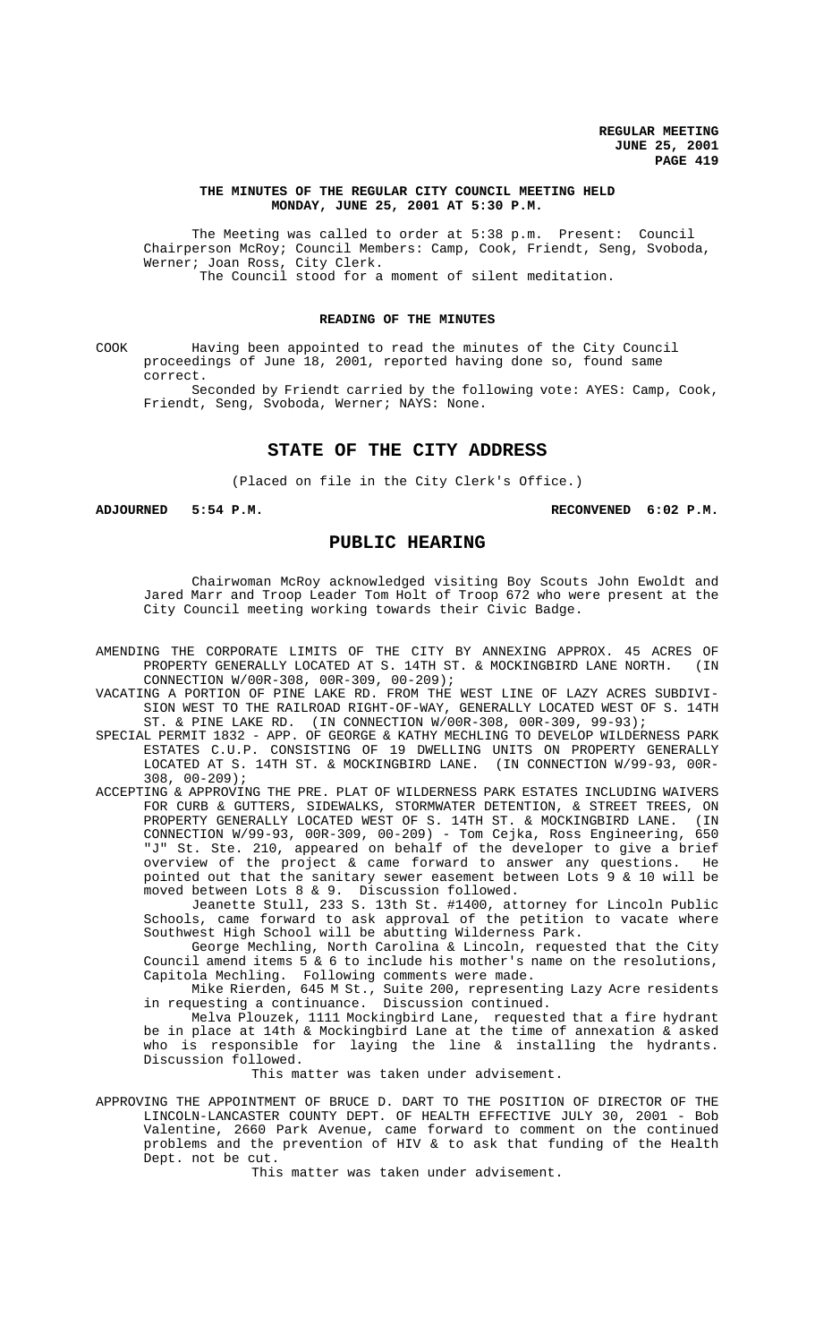# THE MINUTES OF THE REGULAR CITY COUNCIL MEETING HELD MONDAY, JUNE 25, 2001 AT 5:30 P.M.

The Meeting was called to order at 5:38 p.m. Present: Council Chairperson McRoy; Council Members: Camp, Cook, Friendt, Seng, Svoboda, Werner; Joan Ross, City Clerk.

The Council stood for a moment of silent meditation.

## READING OF THE MINUTES

COOK Having been appointed to read the minutes of the City Council proceedings of June 18, 2001, reported having done so, found same correct.

Seconded by Friendt carried by the following vote: AYES: Camp, Cook, Friendt, Seng, Svoboda, Werner; NAYS: None.

## STATE OF THE CITY ADDRESS

(Placed on file in the City Clerk's Office.)

**ADJOURNED 5:54 P.M.** **RECONVENED 6:02 P.M.**

## PUBLIC HEARING

Chairwoman McRoy acknowledged visiting Boy Scouts John Ewoldt and Jared Marr and Troop Leader Tom Holt of Troop 672 who were present at the City Council meeting working towards their Civic Badge.

AMENDING THE CORPORATE LIMITS OF THE CITY BY ANNEXING APPROX. 45 ACRES OF PROPERTY GENERALLY LOCATED AT S. 14TH ST. & MOCKINGBIRD LANE NORTH. (IN CONNECTION W/00R-308, 00R-309, 00-209);

VACATING A PORTION OF PINE LAKE RD. FROM THE WEST LINE OF LAZY ACRES SUBDIVISION WEST TO THE RAILROAD RIGHT-OF-WAY, GENERALLY LOCATED WEST OF S. 14TH ST. & PINE LAKE RD. (IN CONNECTION W/00R-308, 00R-309, 99-93);

SPECIAL PERMIT 1832 - APP. OF GEORGE & KATHY MECHLING TO DEVELOP WILDERNESS PARK ESTATES C.U.P. CONSISTING OF 19 DWELLING UNITS ON PROPERTY GENERALLY LOCATED AT S. 14TH ST. & MOCKINGBIRD LANE. (IN CONNECTION W/99-93, 00R-308, 00-209);

ACCEPTING & APPROVING THE PRE. PLAT OF WILDERNESS PARK ESTATES INCLUDING WAIVERS FOR CURB & GUTTERS, SIDEWALKS, STORMWATER DETENTION, & STREET TREES, ON PROPERTY GENERALLY LOCATED WEST OF S. 14TH ST. & MOCKINGBIRD LANE. (IN CONNECTION W/99-93, 00R-309, 00-209) - Tom Cejka, Ross Engineering, 650 "J" St. Ste. 210, appeared on behalf of the developer to give a brief overview of the project & came forward to answer any questions. He pointed out that the sanitary sewer easement between Lots 9 & 10 will be moved between Lots 8 & 9. Discussion followed.

Jeanette Stull, 233 S. 13th St. #1400, attorney for Lincoln Public Schools, came forward to ask approval of the petition to vacate where Southwest High School will be abutting Wilderness Park.

George Mechling, North Carolina & Lincoln, requested that the City Council amend items 5 & 6 to include his mother's name on the resolutions, Capitola Mechling. Following comments were made.

Mike Rierden, 645 M St., Suite 200, representing Lazy Acre residents in requesting a continuance. Discussion continued.

Melva Plouzek, 1111 Mockingbird Lane, requested that a fire hydrant be in place at 14th & Mockingbird Lane at the time of annexation & asked who is responsible for laying the line & installing the hydrants. Discussion followed.

This matter was taken under advisement.

APPROVING THE APPOINTMENT OF BRUCE D. DART TO THE POSITION OF DIRECTOR OF THE LINCOLN-LANCASTER COUNTY DEPT. OF HEALTH EFFECTIVE JULY 30, 2001 - Bob Valentine, 2660 Park Avenue, came forward to comment on the continued problems and the prevention of HIV & to ask that funding of the Health Dept. not be cut.

This matter was taken under advisement.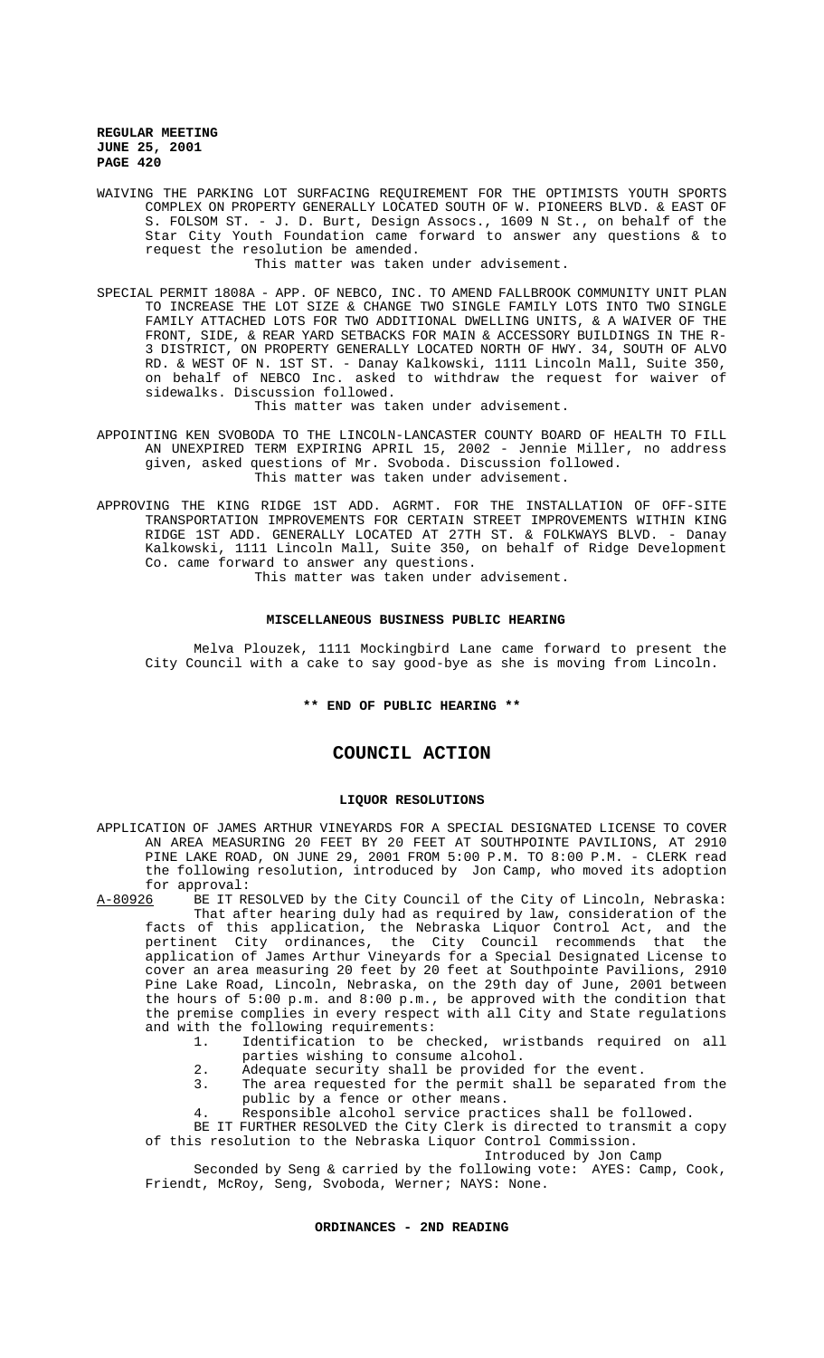WAIVING THE PARKING LOT SURFACING REQUIREMENT FOR THE OPTIMISTS YOUTH SPORTS COMPLEX ON PROPERTY GENERALLY LOCATED SOUTH OF W. PIONEERS BLVD. & EAST OF S. FOLSOM ST. - J. D. Burt, Design Assocs., 1609 N St., on behalf of the Star City Youth Foundation came forward to answer any questions & to request the resolution be amended.
This matter was taken under advisement.

SPECIAL PERMIT 1808A - APP. OF NEBCO, INC. TO AMEND FALLBROOK COMMUNITY UNIT PLAN TO INCREASE THE LOT SIZE & CHANGE TWO SINGLE FAMILY LOTS INTO TWO SINGLE FAMILY ATTACHED LOTS FOR TWO ADDITIONAL DWELLING UNITS, & A WAIVER OF THE FRONT, SIDE, & REAR YARD SETBACKS FOR MAIN & ACCESSORY BUILDINGS IN THE R-3 DISTRICT, ON PROPERTY GENERALLY LOCATED NORTH OF HWY. 34, SOUTH OF ALVO RD. & WEST OF N. 1ST ST. - Danay Kalkowski, 1111 Lincoln Mall, Suite 350, on behalf of NEBCO Inc. asked to withdraw the request for waiver of sidewalks. Discussion followed.
This matter was taken under advisement.

APPOINTING KEN SVOBODA TO THE LINCOLN-LANCASTER COUNTY BOARD OF HEALTH TO FILL AN UNEXPIRED TERM EXPIRING APRIL 15, 2002 - Jennie Miller, no address given, asked questions of Mr. Svoboda. Discussion followed.
This matter was taken under advisement.

APPROVING THE KING RIDGE 1ST ADD. AGRMT. FOR THE INSTALLATION OF OFF-SITE TRANSPORTATION IMPROVEMENTS FOR CERTAIN STREET IMPROVEMENTS WITHIN KING RIDGE 1ST ADD. GENERALLY LOCATED AT 27TH ST. & FOLKWAYS BLVD. - Danay Kalkowski, 1111 Lincoln Mall, Suite 350, on behalf of Ridge Development Co. came forward to answer any questions.
This matter was taken under advisement.

**MISCELLANEOUS BUSINESS PUBLIC HEARING**

Melva Plouzek, 1111 Mockingbird Lane came forward to present the City Council with a cake to say good-bye as she is moving from Lincoln.

**\*\* END OF PUBLIC HEARING \*\***

# COUNCIL ACTION

**LIQUOR RESOLUTIONS**

APPLICATION OF JAMES ARTHUR VINEYARDS FOR A SPECIAL DESIGNATED LICENSE TO COVER AN AREA MEASURING 20 FEET BY 20 FEET AT SOUTHPOINTE PAVILIONS, AT 2910 PINE LAKE ROAD, ON JUNE 29, 2001 FROM 5:00 P.M. TO 8:00 P.M. - CLERK read the following resolution, introduced by Jon Camp, who moved its adoption for approval:

A-80926 BE IT RESOLVED by the City Council of the City of Lincoln, Nebraska:
That after hearing duly had as required by law, consideration of the facts of this application, the Nebraska Liquor Control Act, and the pertinent City ordinances, the City Council recommends that the application of James Arthur Vineyards for a Special Designated License to cover an area measuring 20 feet by 20 feet at Southpointe Pavilions, 2910 Pine Lake Road, Lincoln, Nebraska, on the 29th day of June, 2001 between the hours of 5:00 p.m. and 8:00 p.m., be approved with the condition that the premise complies in every respect with all City and State regulations and with the following requirements:

1. Identification to be checked, wristbands required on all parties wishing to consume alcohol.
2. Adequate security shall be provided for the event.
3. The area requested for the permit shall be separated from the public by a fence or other means.
4. Responsible alcohol service practices shall be followed.

BE IT FURTHER RESOLVED the City Clerk is directed to transmit a copy of this resolution to the Nebraska Liquor Control Commission.

Introduced by Jon Camp

Seconded by Seng & carried by the following vote: AYES: Camp, Cook, Friendt, McRoy, Seng, Svoboda, Werner; NAYS: None.

**ORDINANCES - 2ND READING**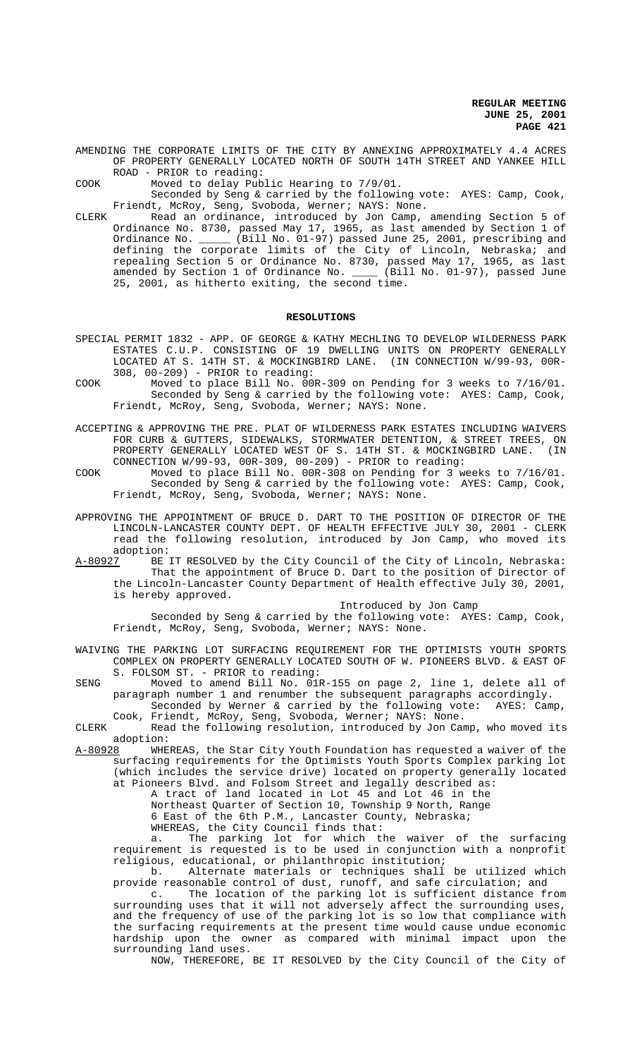AMENDING THE CORPORATE LIMITS OF THE CITY BY ANNEXING APPROXIMATELY 4.4 ACRES OF PROPERTY GENERALLY LOCATED NORTH OF SOUTH 14TH STREET AND YANKEE HILL ROAD - PRIOR to reading:

COOK Moved to delay Public Hearing to 7/9/01.

Seconded by Seng & carried by the following vote: AYES: Camp, Cook, Friendt, McRoy, Seng, Svoboda, Werner; NAYS: None.

CLERK Read an ordinance, introduced by Jon Camp, amending Section 5 of Ordinance No. 8730, passed May 17, 1965, as last amended by Section 1 of Ordinance No. _____ (Bill No. 01-97) passed June 25, 2001, prescribing and defining the corporate limits of the City of Lincoln, Nebraska; and repealing Section 5 or Ordinance No. 8730, passed May 17, 1965, as last amended by Section 1 of Ordinance No. ____ (Bill No. 01-97), passed June 25, 2001, as hitherto exiting, the second time.

## RESOLUTIONS

SPECIAL PERMIT 1832 - APP. OF GEORGE & KATHY MECHLING TO DEVELOP WILDERNESS PARK ESTATES C.U.P. CONSISTING OF 19 DWELLING UNITS ON PROPERTY GENERALLY LOCATED AT S. 14TH ST. & MOCKINGBIRD LANE. (IN CONNECTION W/99-93, 00R-308, 00-209) - PRIOR to reading:

COOK Moved to place Bill No. 00R-309 on Pending for 3 weeks to 7/16/01.

Seconded by Seng & carried by the following vote: AYES: Camp, Cook, Friendt, McRoy, Seng, Svoboda, Werner; NAYS: None.

ACCEPTING & APPROVING THE PRE. PLAT OF WILDERNESS PARK ESTATES INCLUDING WAIVERS FOR CURB & GUTTERS, SIDEWALKS, STORMWATER DETENTION, & STREET TREES, ON PROPERTY GENERALLY LOCATED WEST OF S. 14TH ST. & MOCKINGBIRD LANE. (IN CONNECTION W/99-93, 00R-309, 00-209) - PRIOR to reading:

COOK Moved to place Bill No. 00R-308 on Pending for 3 weeks to 7/16/01.

Seconded by Seng & carried by the following vote: AYES: Camp, Cook, Friendt, McRoy, Seng, Svoboda, Werner; NAYS: None.

APPROVING THE APPOINTMENT OF BRUCE D. DART TO THE POSITION OF DIRECTOR OF THE LINCOLN-LANCASTER COUNTY DEPT. OF HEALTH EFFECTIVE JULY 30, 2001 - CLERK read the following resolution, introduced by Jon Camp, who moved its adoption:

A-80927 BE IT RESOLVED by the City Council of the City of Lincoln, Nebraska:

That the appointment of Bruce D. Dart to the position of Director of the Lincoln-Lancaster County Department of Health effective July 30, 2001, is hereby approved.

Introduced by Jon Camp

Seconded by Seng & carried by the following vote: AYES: Camp, Cook, Friendt, McRoy, Seng, Svoboda, Werner; NAYS: None.

WAIVING THE PARKING LOT SURFACING REQUIREMENT FOR THE OPTIMISTS YOUTH SPORTS COMPLEX ON PROPERTY GENERALLY LOCATED SOUTH OF W. PIONEERS BLVD. & EAST OF S. FOLSOM ST. - PRIOR to reading:

SENG Moved to amend Bill No. 01R-155 on page 2, line 1, delete all of paragraph number 1 and renumber the subsequent paragraphs accordingly.

Seconded by Werner & carried by the following vote: AYES: Camp, Cook, Friendt, McRoy, Seng, Svoboda, Werner; NAYS: None.

CLERK Read the following resolution, introduced by Jon Camp, who moved its adoption:

A-80928 WHEREAS, the Star City Youth Foundation has requested a waiver of the surfacing requirements for the Optimists Youth Sports Complex parking lot (which includes the service drive) located on property generally located at Pioneers Blvd. and Folsom Street and legally described as:

A tract of land located in Lot 45 and Lot 46 in the Northeast Quarter of Section 10, Township 9 North, Range 6 East of the 6th P.M., Lancaster County, Nebraska;

WHEREAS, the City Council finds that:

a. The parking lot for which the waiver of the surfacing requirement is requested is to be used in conjunction with a nonprofit religious, educational, or philanthropic institution;

b. Alternate materials or techniques shall be utilized which provide reasonable control of dust, runoff, and safe circulation; and

c. The location of the parking lot is sufficient distance from surrounding uses that it will not adversely affect the surrounding uses, and the frequency of use of the parking lot is so low that compliance with the surfacing requirements at the present time would cause undue economic hardship upon the owner as compared with minimal impact upon the surrounding land uses.

NOW, THEREFORE, BE IT RESOLVED by the City Council of the City of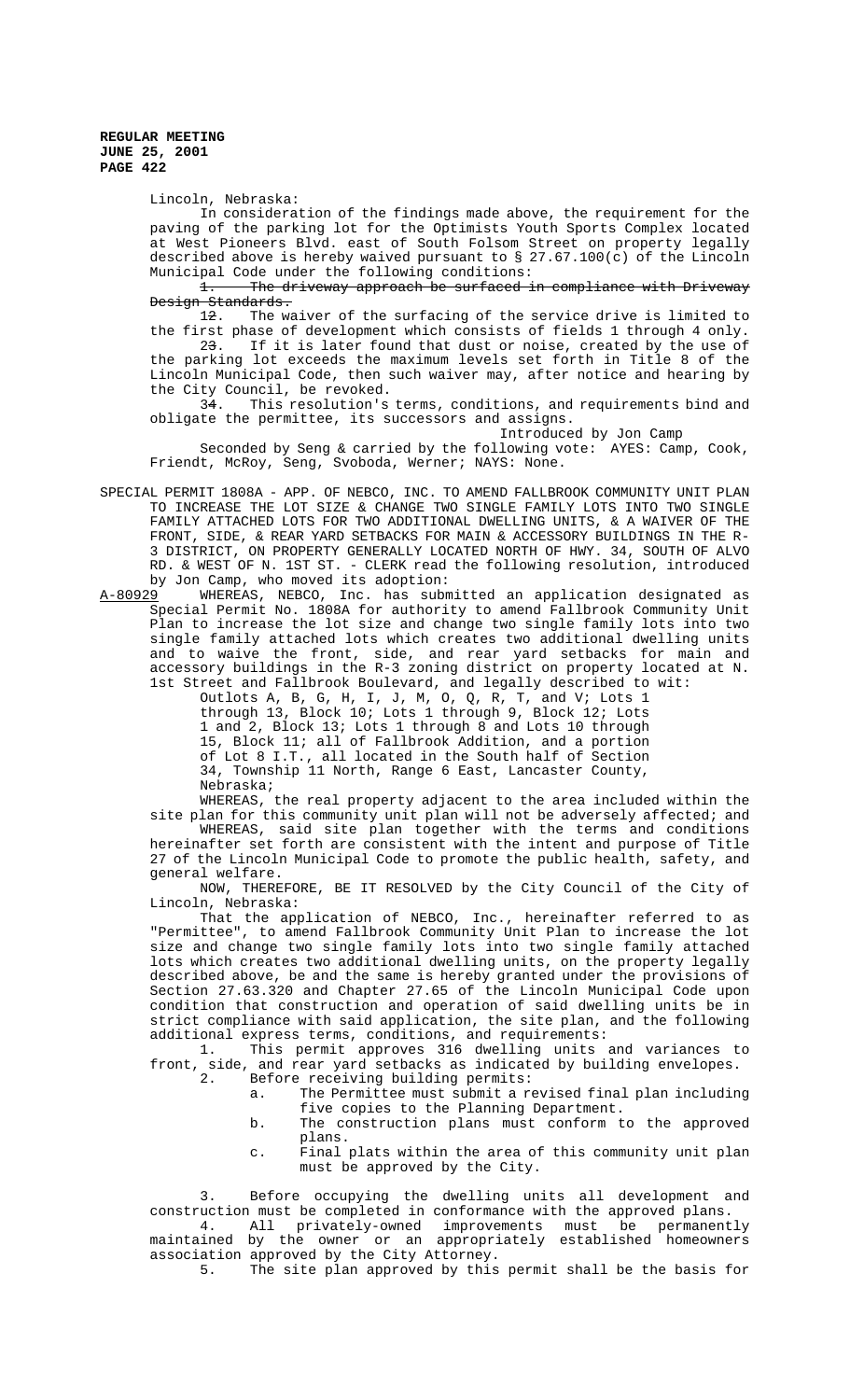Lincoln, Nebraska:

In consideration of the findings made above, the requirement for the paving of the parking lot for the Optimists Youth Sports Complex located at West Pioneers Blvd. east of South Folsom Street on property legally described above is hereby waived pursuant to § 27.67.100(c) of the Lincoln Municipal Code under the following conditions:

~~1. The driveway approach be surfaced in compliance with Driveway Design Standards.~~

1~~2~~. The waiver of the surfacing of the service drive is limited to the first phase of development which consists of fields 1 through 4 only.

2~~3~~. If it is later found that dust or noise, created by the use of the parking lot exceeds the maximum levels set forth in Title 8 of the Lincoln Municipal Code, then such waiver may, after notice and hearing by the City Council, be revoked.

3~~4~~. This resolution's terms, conditions, and requirements bind and obligate the permittee, its successors and assigns.

Introduced by Jon Camp

Seconded by Seng & carried by the following vote: AYES: Camp, Cook, Friendt, McRoy, Seng, Svoboda, Werner; NAYS: None.

SPECIAL PERMIT 1808A - APP. OF NEBCO, INC. TO AMEND FALLBROOK COMMUNITY UNIT PLAN TO INCREASE THE LOT SIZE & CHANGE TWO SINGLE FAMILY LOTS INTO TWO SINGLE FAMILY ATTACHED LOTS FOR TWO ADDITIONAL DWELLING UNITS, & A WAIVER OF THE FRONT, SIDE, & REAR YARD SETBACKS FOR MAIN & ACCESSORY BUILDINGS IN THE R-3 DISTRICT, ON PROPERTY GENERALLY LOCATED NORTH OF HWY. 34, SOUTH OF ALVO RD. & WEST OF N. 1ST ST. - CLERK read the following resolution, introduced by Jon Camp, who moved its adoption:

A-80929 WHEREAS, NEBCO, Inc. has submitted an application designated as Special Permit No. 1808A for authority to amend Fallbrook Community Unit Plan to increase the lot size and change two single family lots into two single family attached lots which creates two additional dwelling units and to waive the front, side, and rear yard setbacks for main and accessory buildings in the R-3 zoning district on property located at N. 1st Street and Fallbrook Boulevard, and legally described to wit:

Outlots A, B, G, H, I, J, M, O, Q, R, T, and V; Lots 1 through 13, Block 10; Lots 1 through 9, Block 12; Lots 1 and 2, Block 13; Lots 1 through 8 and Lots 10 through 15, Block 11; all of Fallbrook Addition, and a portion of Lot 8 I.T., all located in the South half of Section 34, Township 11 North, Range 6 East, Lancaster County, Nebraska;

WHEREAS, the real property adjacent to the area included within the site plan for this community unit plan will not be adversely affected; and

WHEREAS, said site plan together with the terms and conditions hereinafter set forth are consistent with the intent and purpose of Title 27 of the Lincoln Municipal Code to promote the public health, safety, and general welfare.

NOW, THEREFORE, BE IT RESOLVED by the City Council of the City of Lincoln, Nebraska:

That the application of NEBCO, Inc., hereinafter referred to as "Permittee", to amend Fallbrook Community Unit Plan to increase the lot size and change two single family lots into two single family attached lots which creates two additional dwelling units, on the property legally described above, be and the same is hereby granted under the provisions of Section 27.63.320 and Chapter 27.65 of the Lincoln Municipal Code upon condition that construction and operation of said dwelling units be in strict compliance with said application, the site plan, and the following additional express terms, conditions, and requirements:

1. This permit approves 316 dwelling units and variances to front, side, and rear yard setbacks as indicated by building envelopes.
2. Before receiving building permits:
   a. The Permittee must submit a revised final plan including five copies to the Planning Department.
   b. The construction plans must conform to the approved plans.
   c. Final plats within the area of this community unit plan must be approved by the City.
3. Before occupying the dwelling units all development and construction must be completed in conformance with the approved plans.
4. All privately-owned improvements must be permanently maintained by the owner or an appropriately established homeowners association approved by the City Attorney.
5. The site plan approved by this permit shall be the basis for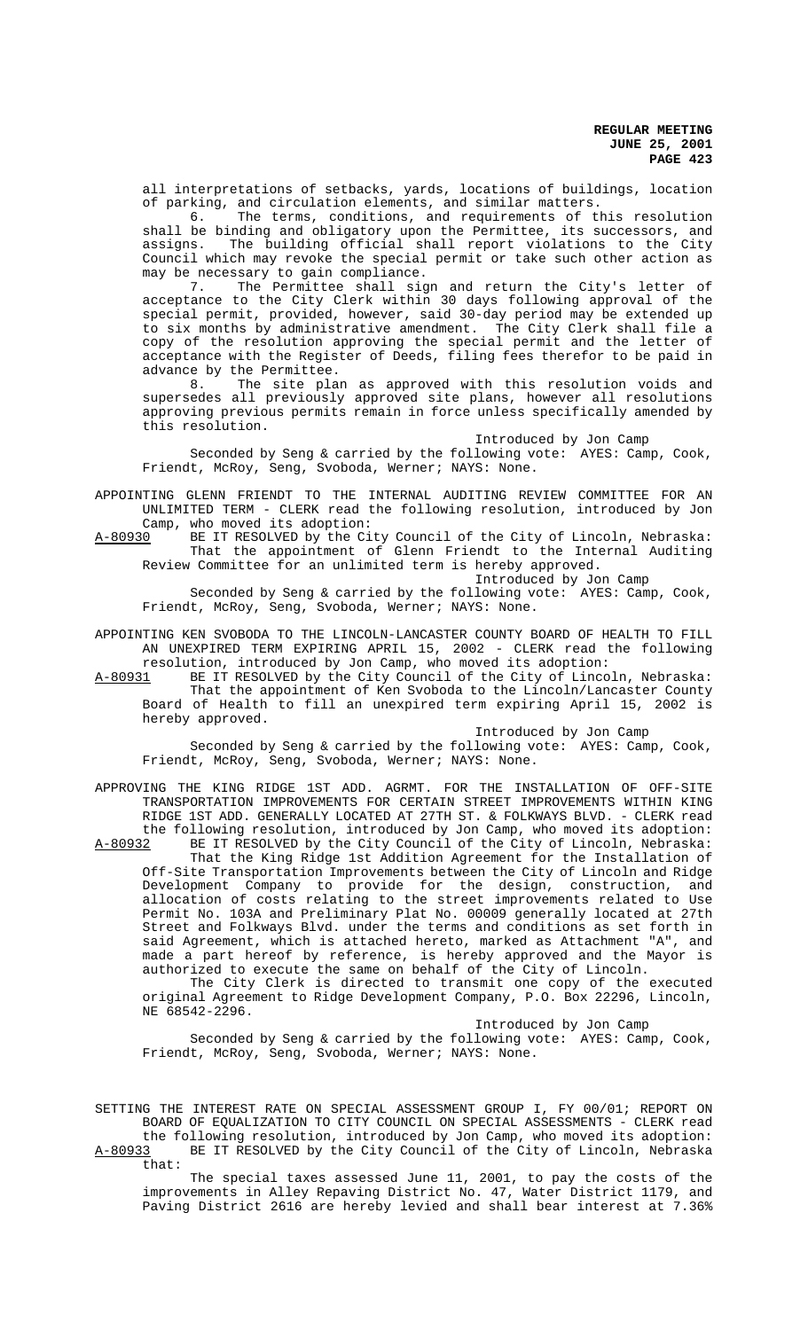all interpretations of setbacks, yards, locations of buildings, location of parking, and circulation elements, and similar matters.

6. The terms, conditions, and requirements of this resolution shall be binding and obligatory upon the Permittee, its successors, and assigns. The building official shall report violations to the City Council which may revoke the special permit or take such other action as may be necessary to gain compliance.

7. The Permittee shall sign and return the City's letter of acceptance to the City Clerk within 30 days following approval of the special permit, provided, however, said 30-day period may be extended up to six months by administrative amendment. The City Clerk shall file a copy of the resolution approving the special permit and the letter of acceptance with the Register of Deeds, filing fees therefor to be paid in advance by the Permittee.

8. The site plan as approved with this resolution voids and supersedes all previously approved site plans, however all resolutions approving previous permits remain in force unless specifically amended by this resolution.

Introduced by Jon Camp

Seconded by Seng & carried by the following vote: AYES: Camp, Cook, Friendt, McRoy, Seng, Svoboda, Werner; NAYS: None.

APPOINTING GLENN FRIENDT TO THE INTERNAL AUDITING REVIEW COMMITTEE FOR AN UNLIMITED TERM - CLERK read the following resolution, introduced by Jon Camp, who moved its adoption:

A-80930 BE IT RESOLVED by the City Council of the City of Lincoln, Nebraska: That the appointment of Glenn Friendt to the Internal Auditing Review Committee for an unlimited term is hereby approved.

Introduced by Jon Camp

Seconded by Seng & carried by the following vote: AYES: Camp, Cook, Friendt, McRoy, Seng, Svoboda, Werner; NAYS: None.

APPOINTING KEN SVOBODA TO THE LINCOLN-LANCASTER COUNTY BOARD OF HEALTH TO FILL AN UNEXPIRED TERM EXPIRING APRIL 15, 2002 - CLERK read the following resolution, introduced by Jon Camp, who moved its adoption:

A-80931 BE IT RESOLVED by the City Council of the City of Lincoln, Nebraska: That the appointment of Ken Svoboda to the Lincoln/Lancaster County Board of Health to fill an unexpired term expiring April 15, 2002 is hereby approved.

Introduced by Jon Camp

Seconded by Seng & carried by the following vote: AYES: Camp, Cook, Friendt, McRoy, Seng, Svoboda, Werner; NAYS: None.

APPROVING THE KING RIDGE 1ST ADD. AGRMT. FOR THE INSTALLATION OF OFF-SITE TRANSPORTATION IMPROVEMENTS FOR CERTAIN STREET IMPROVEMENTS WITHIN KING RIDGE 1ST ADD. GENERALLY LOCATED AT 27TH ST. & FOLKWAYS BLVD. - CLERK read the following resolution, introduced by Jon Camp, who moved its adoption:

A-80932 BE IT RESOLVED by the City Council of the City of Lincoln, Nebraska: That the King Ridge 1st Addition Agreement for the Installation of Off-Site Transportation Improvements between the City of Lincoln and Ridge Development Company to provide for the design, construction, and allocation of costs relating to the street improvements related to Use Permit No. 103A and Preliminary Plat No. 00009 generally located at 27th Street and Folkways Blvd. under the terms and conditions as set forth in said Agreement, which is attached hereto, marked as Attachment "A", and made a part hereof by reference, is hereby approved and the Mayor is authorized to execute the same on behalf of the City of Lincoln.

The City Clerk is directed to transmit one copy of the executed original Agreement to Ridge Development Company, P.O. Box 22296, Lincoln, NE 68542-2296.

Introduced by Jon Camp

Seconded by Seng & carried by the following vote: AYES: Camp, Cook, Friendt, McRoy, Seng, Svoboda, Werner; NAYS: None.

SETTING THE INTEREST RATE ON SPECIAL ASSESSMENT GROUP I, FY 00/01; REPORT ON BOARD OF EQUALIZATION TO CITY COUNCIL ON SPECIAL ASSESSMENTS - CLERK read the following resolution, introduced by Jon Camp, who moved its adoption:

A-80933 BE IT RESOLVED by the City Council of the City of Lincoln, Nebraska that:

The special taxes assessed June 11, 2001, to pay the costs of the improvements in Alley Repaving District No. 47, Water District 1179, and Paving District 2616 are hereby levied and shall bear interest at 7.36%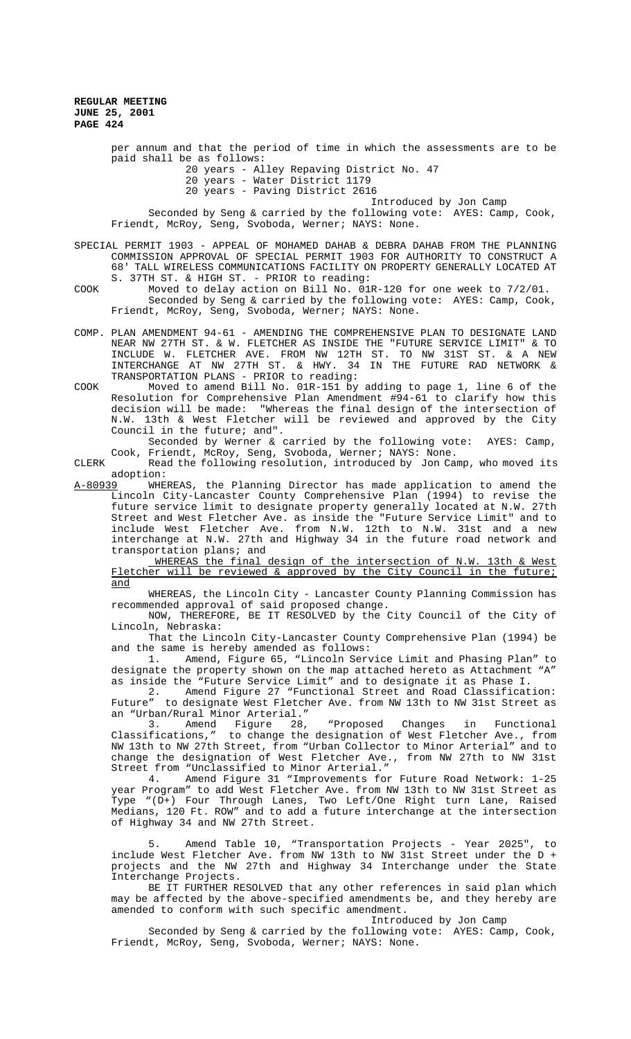per annum and that the period of time in which the assessments are to be paid shall be as follows:

20 years - Alley Repaving District No. 47
20 years - Water District 1179
20 years - Paving District 2616

Introduced by Jon Camp

Seconded by Seng & carried by the following vote: AYES: Camp, Cook, Friendt, McRoy, Seng, Svoboda, Werner; NAYS: None.

SPECIAL PERMIT 1903 - APPEAL OF MOHAMED DAHAB & DEBRA DAHAB FROM THE PLANNING COMMISSION APPROVAL OF SPECIAL PERMIT 1903 FOR AUTHORITY TO CONSTRUCT A 68' TALL WIRELESS COMMUNICATIONS FACILITY ON PROPERTY GENERALLY LOCATED AT S. 37TH ST. & HIGH ST. - PRIOR to reading:

COOK Moved to delay action on Bill No. 01R-120 for one week to 7/2/01.

Seconded by Seng & carried by the following vote: AYES: Camp, Cook, Friendt, McRoy, Seng, Svoboda, Werner; NAYS: None.

COMP. PLAN AMENDMENT 94-61 - AMENDING THE COMPREHENSIVE PLAN TO DESIGNATE LAND NEAR NW 27TH ST. & W. FLETCHER AS INSIDE THE "FUTURE SERVICE LIMIT" & TO INCLUDE W. FLETCHER AVE. FROM NW 12TH ST. TO NW 31ST ST. & A NEW INTERCHANGE AT NW 27TH ST. & HWY. 34 IN THE FUTURE RAD NETWORK & TRANSPORTATION PLANS - PRIOR to reading:

COOK Moved to amend Bill No. 01R-151 by adding to page 1, line 6 of the Resolution for Comprehensive Plan Amendment #94-61 to clarify how this decision will be made: "Whereas the final design of the intersection of N.W. 13th & West Fletcher will be reviewed and approved by the City Council in the future; and".

Seconded by Werner & carried by the following vote: AYES: Camp, Cook, Friendt, McRoy, Seng, Svoboda, Werner; NAYS: None.

CLERK Read the following resolution, introduced by Jon Camp, who moved its adoption:

A-80939 WHEREAS, the Planning Director has made application to amend the Lincoln City-Lancaster County Comprehensive Plan (1994) to revise the future service limit to designate property generally located at N.W. 27th Street and West Fletcher Ave. as inside the "Future Service Limit" and to include West Fletcher Ave. from N.W. 12th to N.W. 31st and a new interchange at N.W. 27th and Highway 34 in the future road network and transportation plans; and

WHEREAS the final design of the intersection of N.W. 13th & West Fletcher will be reviewed & approved by the City Council in the future; and

WHEREAS, the Lincoln City - Lancaster County Planning Commission has recommended approval of said proposed change.

NOW, THEREFORE, BE IT RESOLVED by the City Council of the City of Lincoln, Nebraska:

That the Lincoln City-Lancaster County Comprehensive Plan (1994) be and the same is hereby amended as follows:

1. Amend, Figure 65, "Lincoln Service Limit and Phasing Plan" to designate the property shown on the map attached hereto as Attachment "A" as inside the "Future Service Limit" and to designate it as Phase I.

2. Amend Figure 27 "Functional Street and Road Classification: Future" to designate West Fletcher Ave. from NW 13th to NW 31st Street as an "Urban/Rural Minor Arterial."

3. Amend Figure 28, "Proposed Changes in Functional Classifications," to change the designation of West Fletcher Ave., from NW 13th to NW 27th Street, from "Urban Collector to Minor Arterial" and to change the designation of West Fletcher Ave., from NW 27th to NW 31st Street from "Unclassified to Minor Arterial."

4. Amend Figure 31 "Improvements for Future Road Network: 1-25 year Program" to add West Fletcher Ave. from NW 13th to NW 31st Street as Type "(D+) Four Through Lanes, Two Left/One Right turn Lane, Raised Medians, 120 Ft. ROW" and to add a future interchange at the intersection of Highway 34 and NW 27th Street.

5. Amend Table 10, "Transportation Projects - Year 2025", to include West Fletcher Ave. from NW 13th to NW 31st Street under the D + projects and the NW 27th and Highway 34 Interchange under the State Interchange Projects.

BE IT FURTHER RESOLVED that any other references in said plan which may be affected by the above-specified amendments be, and they hereby are amended to conform with such specific amendment.

Introduced by Jon Camp

Seconded by Seng & carried by the following vote: AYES: Camp, Cook, Friendt, McRoy, Seng, Svoboda, Werner; NAYS: None.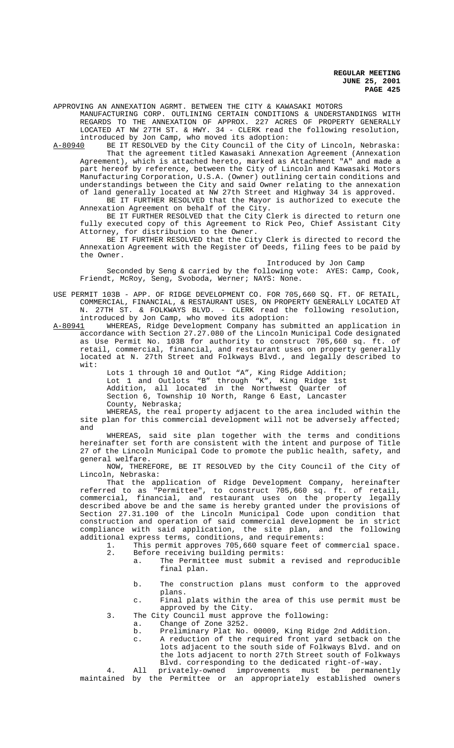APPROVING AN ANNEXATION AGRMT. BETWEEN THE CITY & KAWASAKI MOTORS MANUFACTURING CORP. OUTLINING CERTAIN CONDITIONS & UNDERSTANDINGS WITH REGARDS TO THE ANNEXATION OF APPROX. 227 ACRES OF PROPERTY GENERALLY LOCATED AT NW 27TH ST. & HWY. 34 - CLERK read the following resolution, introduced by Jon Camp, who moved its adoption:

A-80940 BE IT RESOLVED by the City Council of the City of Lincoln, Nebraska:

That the agreement titled Kawasaki Annexation Agreement (Annexation Agreement), which is attached hereto, marked as Attachment "A" and made a part hereof by reference, between the City of Lincoln and Kawasaki Motors Manufacturing Corporation, U.S.A. (Owner) outlining certain conditions and understandings between the City and said Owner relating to the annexation of land generally located at NW 27th Street and Highway 34 is approved.

BE IT FURTHER RESOLVED that the Mayor is authorized to execute the Annexation Agreement on behalf of the City.

BE IT FURTHER RESOLVED that the City Clerk is directed to return one fully executed copy of this Agreement to Rick Peo, Chief Assistant City Attorney, for distribution to the Owner.

BE IT FURTHER RESOLVED that the City Clerk is directed to record the Annexation Agreement with the Register of Deeds, filing fees to be paid by the Owner.

Introduced by Jon Camp

Seconded by Seng & carried by the following vote: AYES: Camp, Cook, Friendt, McRoy, Seng, Svoboda, Werner; NAYS: None.

USE PERMIT 103B - APP. OF RIDGE DEVELOPMENT CO. FOR 705,660 SQ. FT. OF RETAIL, COMMERCIAL, FINANCIAL, & RESTAURANT USES, ON PROPERTY GENERALLY LOCATED AT N. 27TH ST. & FOLKWAYS BLVD. - CLERK read the following resolution, introduced by Jon Camp, who moved its adoption:

A-80941 WHEREAS, Ridge Development Company has submitted an application in accordance with Section 27.27.080 of the Lincoln Municipal Code designated as Use Permit No. 103B for authority to construct 705,660 sq. ft. of retail, commercial, financial, and restaurant uses on property generally located at N. 27th Street and Folkways Blvd., and legally described to wit:

Lots 1 through 10 and Outlot "A", King Ridge Addition; Lot 1 and Outlots "B" through "K", King Ridge 1st Addition, all located in the Northwest Quarter of Section 6, Township 10 North, Range 6 East, Lancaster County, Nebraska;

WHEREAS, the real property adjacent to the area included within the site plan for this commercial development will not be adversely affected; and

WHEREAS, said site plan together with the terms and conditions hereinafter set forth are consistent with the intent and purpose of Title 27 of the Lincoln Municipal Code to promote the public health, safety, and general welfare.

NOW, THEREFORE, BE IT RESOLVED by the City Council of the City of Lincoln, Nebraska:

That the application of Ridge Development Company, hereinafter referred to as "Permittee", to construct 705,660 sq. ft. of retail, commercial, financial, and restaurant uses on the property legally described above be and the same is hereby granted under the provisions of Section 27.31.100 of the Lincoln Municipal Code upon condition that construction and operation of said commercial development be in strict compliance with said application, the site plan, and the following additional express terms, conditions, and requirements:

1. This permit approves 705,660 square feet of commercial space.
2. Before receiving building permits:
   a. The Permittee must submit a revised and reproducible final plan.
   b. The construction plans must conform to the approved plans.
   c. Final plats within the area of this use permit must be approved by the City.
3. The City Council must approve the following:
   a. Change of Zone 3252.
   b. Preliminary Plat No. 00009, King Ridge 2nd Addition.
   c. A reduction of the required front yard setback on the lots adjacent to the south side of Folkways Blvd. and on the lots adjacent to north 27th Street south of Folkways Blvd. corresponding to the dedicated right-of-way.
4. All privately-owned improvements must be permanently maintained by the Permittee or an appropriately established owners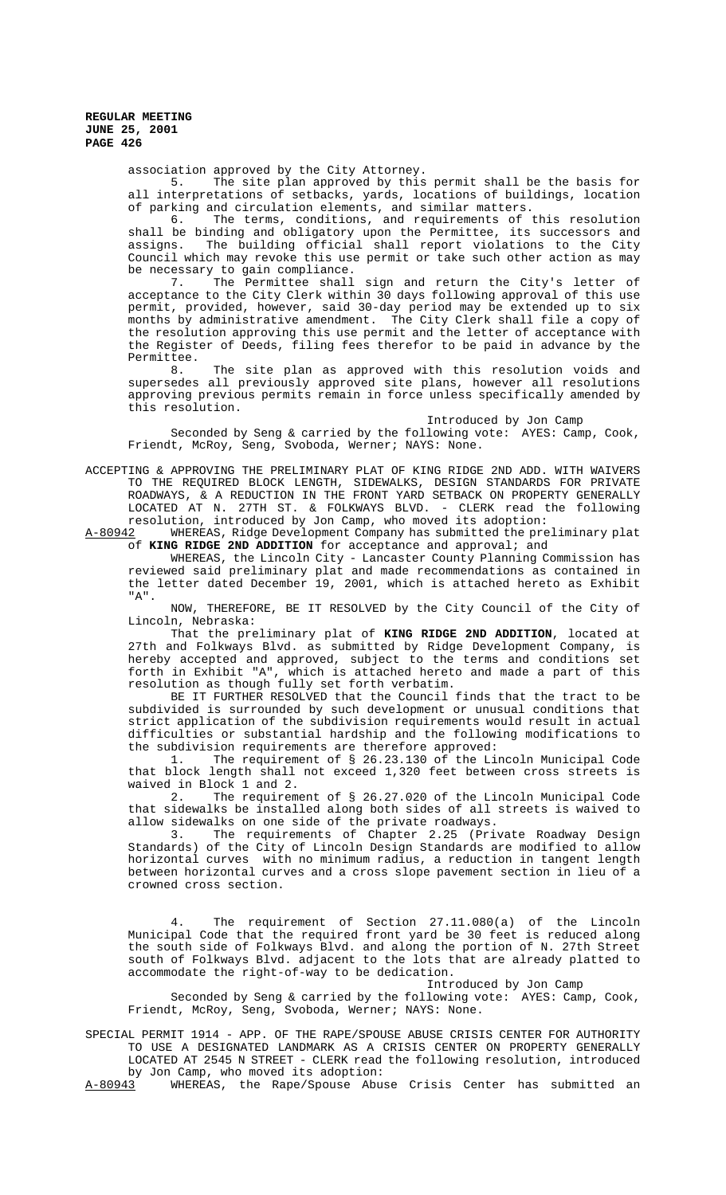association approved by the City Attorney.

5. The site plan approved by this permit shall be the basis for all interpretations of setbacks, yards, locations of buildings, location of parking and circulation elements, and similar matters.

6. The terms, conditions, and requirements of this resolution shall be binding and obligatory upon the Permittee, its successors and assigns. The building official shall report violations to the City Council which may revoke this use permit or take such other action as may be necessary to gain compliance.

7. The Permittee shall sign and return the City's letter of acceptance to the City Clerk within 30 days following approval of this use permit, provided, however, said 30-day period may be extended up to six months by administrative amendment. The City Clerk shall file a copy of the resolution approving this use permit and the letter of acceptance with the Register of Deeds, filing fees therefor to be paid in advance by the Permittee.

8. The site plan as approved with this resolution voids and supersedes all previously approved site plans, however all resolutions approving previous permits remain in force unless specifically amended by this resolution.

Introduced by Jon Camp

Seconded by Seng & carried by the following vote: AYES: Camp, Cook, Friendt, McRoy, Seng, Svoboda, Werner; NAYS: None.

ACCEPTING & APPROVING THE PRELIMINARY PLAT OF KING RIDGE 2ND ADD. WITH WAIVERS TO THE REQUIRED BLOCK LENGTH, SIDEWALKS, DESIGN STANDARDS FOR PRIVATE ROADWAYS, & A REDUCTION IN THE FRONT YARD SETBACK ON PROPERTY GENERALLY LOCATED AT N. 27TH ST. & FOLKWAYS BLVD. - CLERK read the following resolution, introduced by Jon Camp, who moved its adoption:

A-80942 WHEREAS, Ridge Development Company has submitted the preliminary plat of **KING RIDGE 2ND ADDITION** for acceptance and approval; and

WHEREAS, the Lincoln City - Lancaster County Planning Commission has reviewed said preliminary plat and made recommendations as contained in the letter dated December 19, 2001, which is attached hereto as Exhibit "A".

NOW, THEREFORE, BE IT RESOLVED by the City Council of the City of Lincoln, Nebraska:

That the preliminary plat of **KING RIDGE 2ND ADDITION**, located at 27th and Folkways Blvd. as submitted by Ridge Development Company, is hereby accepted and approved, subject to the terms and conditions set forth in Exhibit "A", which is attached hereto and made a part of this resolution as though fully set forth verbatim.

BE IT FURTHER RESOLVED that the Council finds that the tract to be subdivided is surrounded by such development or unusual conditions that strict application of the subdivision requirements would result in actual difficulties or substantial hardship and the following modifications to the subdivision requirements are therefore approved:

1. The requirement of § 26.23.130 of the Lincoln Municipal Code that block length shall not exceed 1,320 feet between cross streets is waived in Block 1 and 2.

2. The requirement of § 26.27.020 of the Lincoln Municipal Code that sidewalks be installed along both sides of all streets is waived to allow sidewalks on one side of the private roadways.

3. The requirements of Chapter 2.25 (Private Roadway Design Standards) of the City of Lincoln Design Standards are modified to allow horizontal curves with no minimum radius, a reduction in tangent length between horizontal curves and a cross slope pavement section in lieu of a crowned cross section.

4. The requirement of Section 27.11.080(a) of the Lincoln Municipal Code that the required front yard be 30 feet is reduced along the south side of Folkways Blvd. and along the portion of N. 27th Street south of Folkways Blvd. adjacent to the lots that are already platted to accommodate the right-of-way to be dedication.

Introduced by Jon Camp

Seconded by Seng & carried by the following vote: AYES: Camp, Cook, Friendt, McRoy, Seng, Svoboda, Werner; NAYS: None.

SPECIAL PERMIT 1914 - APP. OF THE RAPE/SPOUSE ABUSE CRISIS CENTER FOR AUTHORITY TO USE A DESIGNATED LANDMARK AS A CRISIS CENTER ON PROPERTY GENERALLY LOCATED AT 2545 N STREET - CLERK read the following resolution, introduced by Jon Camp, who moved its adoption:

A-80943 WHEREAS, the Rape/Spouse Abuse Crisis Center has submitted an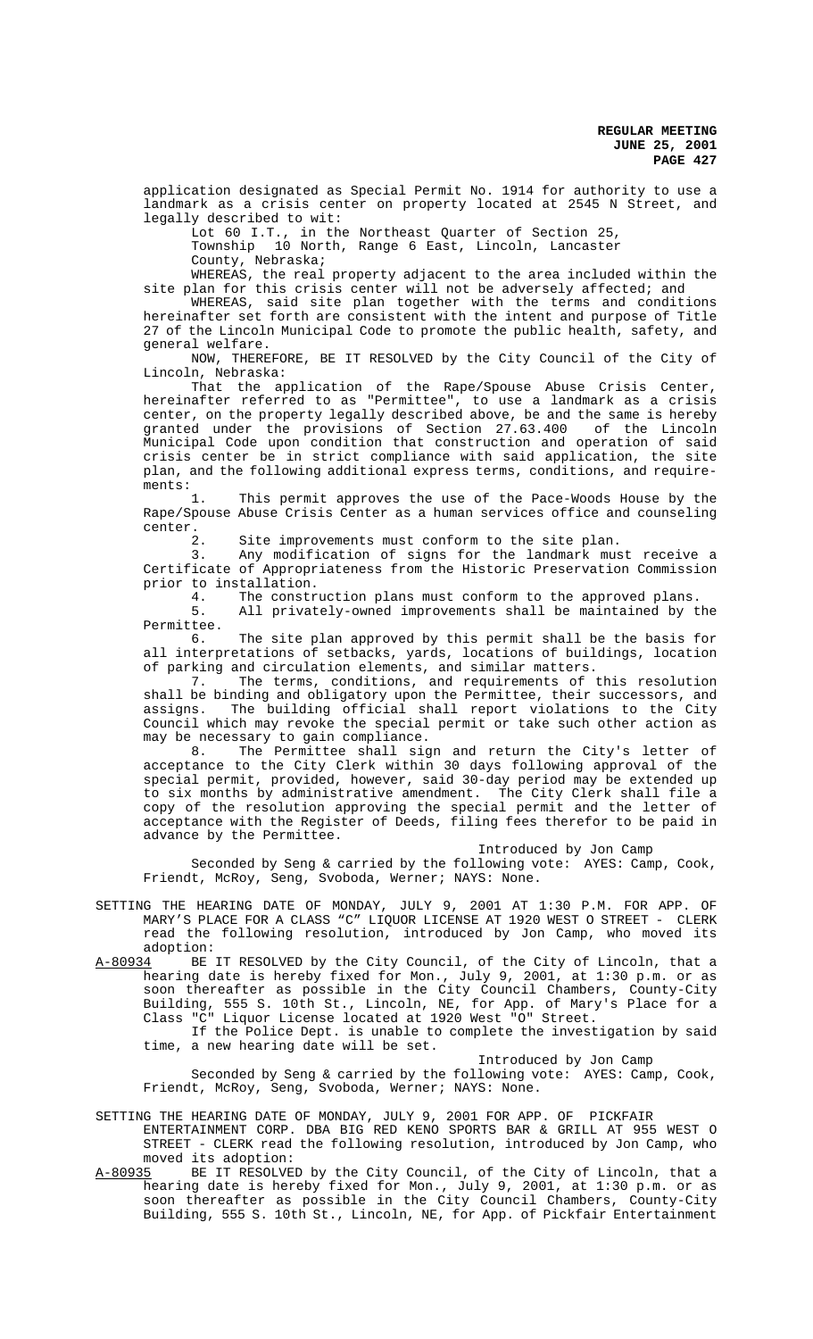application designated as Special Permit No. 1914 for authority to use a landmark as a crisis center on property located at 2545 N Street, and legally described to wit:

Lot 60 I.T., in the Northeast Quarter of Section 25, Township 10 North, Range 6 East, Lincoln, Lancaster County, Nebraska;

WHEREAS, the real property adjacent to the area included within the site plan for this crisis center will not be adversely affected; and

WHEREAS, said site plan together with the terms and conditions hereinafter set forth are consistent with the intent and purpose of Title 27 of the Lincoln Municipal Code to promote the public health, safety, and general welfare.

NOW, THEREFORE, BE IT RESOLVED by the City Council of the City of Lincoln, Nebraska:

That the application of the Rape/Spouse Abuse Crisis Center, hereinafter referred to as "Permittee", to use a landmark as a crisis center, on the property legally described above, be and the same is hereby granted under the provisions of Section 27.63.400 of the Lincoln Municipal Code upon condition that construction and operation of said crisis center be in strict compliance with said application, the site plan, and the following additional express terms, conditions, and requirements:

1. This permit approves the use of the Pace-Woods House by the Rape/Spouse Abuse Crisis Center as a human services office and counseling center.

2. Site improvements must conform to the site plan.

3. Any modification of signs for the landmark must receive a Certificate of Appropriateness from the Historic Preservation Commission prior to installation.

4. The construction plans must conform to the approved plans.

5. All privately-owned improvements shall be maintained by the Permittee.

6. The site plan approved by this permit shall be the basis for all interpretations of setbacks, yards, locations of buildings, location of parking and circulation elements, and similar matters.

7. The terms, conditions, and requirements of this resolution shall be binding and obligatory upon the Permittee, their successors, and assigns. The building official shall report violations to the City Council which may revoke the special permit or take such other action as may be necessary to gain compliance.

8. The Permittee shall sign and return the City's letter of acceptance to the City Clerk within 30 days following approval of the special permit, provided, however, said 30-day period may be extended up to six months by administrative amendment. The City Clerk shall file a copy of the resolution approving the special permit and the letter of acceptance with the Register of Deeds, filing fees therefor to be paid in advance by the Permittee.

Introduced by Jon Camp

Seconded by Seng & carried by the following vote: AYES: Camp, Cook, Friendt, McRoy, Seng, Svoboda, Werner; NAYS: None.

SETTING THE HEARING DATE OF MONDAY, JULY 9, 2001 AT 1:30 P.M. FOR APP. OF MARY'S PLACE FOR A CLASS "C" LIQUOR LICENSE AT 1920 WEST O STREET - CLERK read the following resolution, introduced by Jon Camp, who moved its adoption:

A-80934 BE IT RESOLVED by the City Council, of the City of Lincoln, that a hearing date is hereby fixed for Mon., July 9, 2001, at 1:30 p.m. or as soon thereafter as possible in the City Council Chambers, County-City Building, 555 S. 10th St., Lincoln, NE, for App. of Mary's Place for a Class "C" Liquor License located at 1920 West "O" Street.

If the Police Dept. is unable to complete the investigation by said time, a new hearing date will be set.

Introduced by Jon Camp

Seconded by Seng & carried by the following vote: AYES: Camp, Cook, Friendt, McRoy, Seng, Svoboda, Werner; NAYS: None.

SETTING THE HEARING DATE OF MONDAY, JULY 9, 2001 FOR APP. OF PICKFAIR ENTERTAINMENT CORP. DBA BIG RED KENO SPORTS BAR & GRILL AT 955 WEST O STREET - CLERK read the following resolution, introduced by Jon Camp, who moved its adoption:

A-80935 BE IT RESOLVED by the City Council, of the City of Lincoln, that a hearing date is hereby fixed for Mon., July 9, 2001, at 1:30 p.m. or as soon thereafter as possible in the City Council Chambers, County-City Building, 555 S. 10th St., Lincoln, NE, for App. of Pickfair Entertainment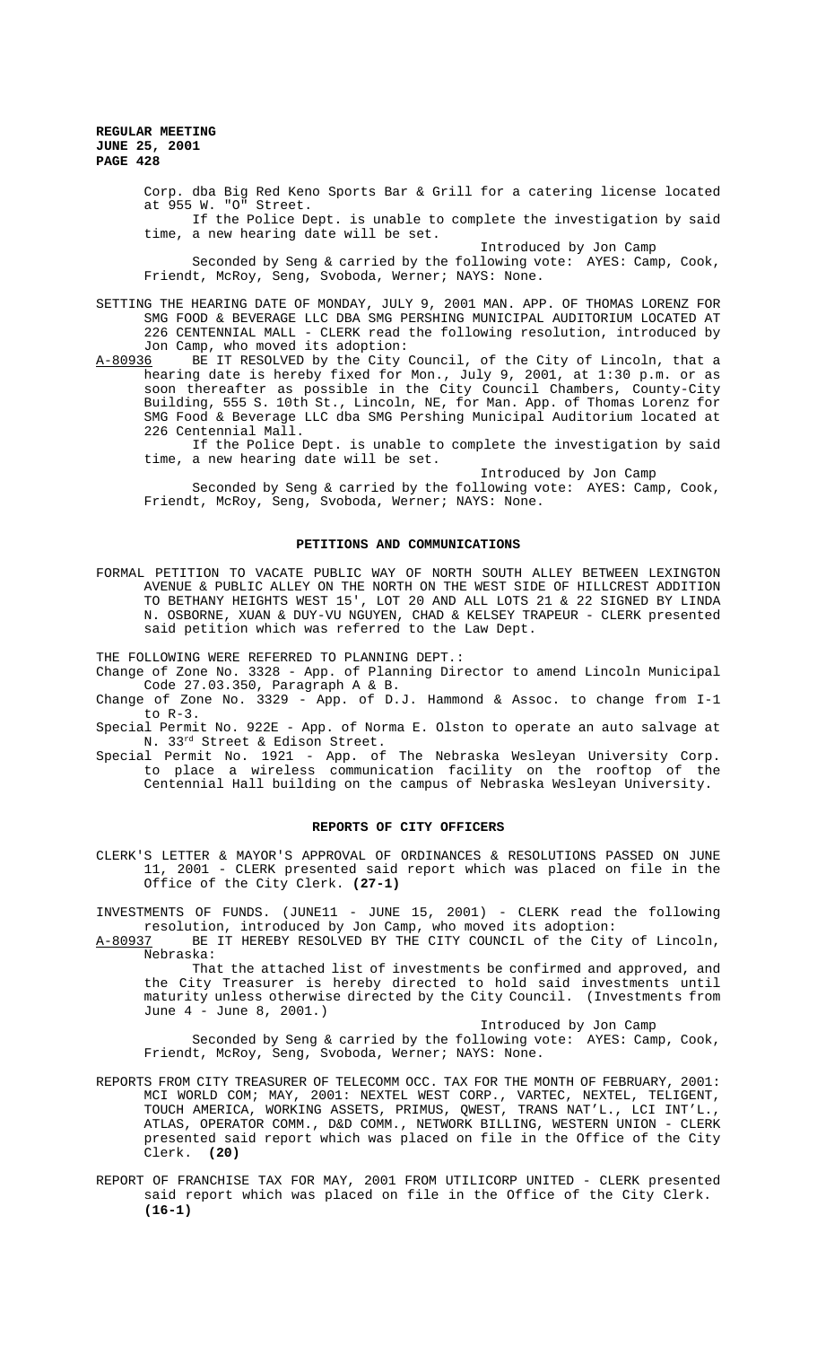Corp. dba Big Red Keno Sports Bar & Grill for a catering license located at 955 W. "O" Street.

If the Police Dept. is unable to complete the investigation by said time, a new hearing date will be set.

Introduced by Jon Camp

Seconded by Seng & carried by the following vote: AYES: Camp, Cook, Friendt, McRoy, Seng, Svoboda, Werner; NAYS: None.

SETTING THE HEARING DATE OF MONDAY, JULY 9, 2001 MAN. APP. OF THOMAS LORENZ FOR SMG FOOD & BEVERAGE LLC DBA SMG PERSHING MUNICIPAL AUDITORIUM LOCATED AT 226 CENTENNIAL MALL - CLERK read the following resolution, introduced by Jon Camp, who moved its adoption:

A-80936 BE IT RESOLVED by the City Council, of the City of Lincoln, that a hearing date is hereby fixed for Mon., July 9, 2001, at 1:30 p.m. or as soon thereafter as possible in the City Council Chambers, County-City Building, 555 S. 10th St., Lincoln, NE, for Man. App. of Thomas Lorenz for SMG Food & Beverage LLC dba SMG Pershing Municipal Auditorium located at 226 Centennial Mall.

If the Police Dept. is unable to complete the investigation by said time, a new hearing date will be set.

Introduced by Jon Camp

Seconded by Seng & carried by the following vote: AYES: Camp, Cook, Friendt, McRoy, Seng, Svoboda, Werner; NAYS: None.

## PETITIONS AND COMMUNICATIONS

FORMAL PETITION TO VACATE PUBLIC WAY OF NORTH SOUTH ALLEY BETWEEN LEXINGTON AVENUE & PUBLIC ALLEY ON THE NORTH ON THE WEST SIDE OF HILLCREST ADDITION TO BETHANY HEIGHTS WEST 15', LOT 20 AND ALL LOTS 21 & 22 SIGNED BY LINDA N. OSBORNE, XUAN & DUY-VU NGUYEN, CHAD & KELSEY TRAPEUR - CLERK presented said petition which was referred to the Law Dept.

THE FOLLOWING WERE REFERRED TO PLANNING DEPT.:

Change of Zone No. 3328 - App. of Planning Director to amend Lincoln Municipal Code 27.03.350, Paragraph A & B.

Change of Zone No. 3329 - App. of D.J. Hammond & Assoc. to change from I-1 to R-3.

Special Permit No. 922E - App. of Norma E. Olston to operate an auto salvage at N. 33rd Street & Edison Street.

Special Permit No. 1921 - App. of The Nebraska Wesleyan University Corp. to place a wireless communication facility on the rooftop of the Centennial Hall building on the campus of Nebraska Wesleyan University.

## REPORTS OF CITY OFFICERS

CLERK'S LETTER & MAYOR'S APPROVAL OF ORDINANCES & RESOLUTIONS PASSED ON JUNE 11, 2001 - CLERK presented said report which was placed on file in the Office of the City Clerk. **(27-1)**

INVESTMENTS OF FUNDS. (JUNE11 - JUNE 15, 2001) - CLERK read the following resolution, introduced by Jon Camp, who moved its adoption:

A-80937 BE IT HEREBY RESOLVED BY THE CITY COUNCIL of the City of Lincoln, Nebraska:

That the attached list of investments be confirmed and approved, and the City Treasurer is hereby directed to hold said investments until maturity unless otherwise directed by the City Council. (Investments from June 4 - June 8, 2001.)

Introduced by Jon Camp

Seconded by Seng & carried by the following vote: AYES: Camp, Cook, Friendt, McRoy, Seng, Svoboda, Werner; NAYS: None.

REPORTS FROM CITY TREASURER OF TELECOMM OCC. TAX FOR THE MONTH OF FEBRUARY, 2001: MCI WORLD COM; MAY, 2001: NEXTEL WEST CORP., VARTEC, NEXTEL, TELIGENT, TOUCH AMERICA, WORKING ASSETS, PRIMUS, QWEST, TRANS NAT'L., LCI INT'L., ATLAS, OPERATOR COMM., D&D COMM., NETWORK BILLING, WESTERN UNION - CLERK presented said report which was placed on file in the Office of the City Clerk. **(20)**

REPORT OF FRANCHISE TAX FOR MAY, 2001 FROM UTILICORP UNITED - CLERK presented said report which was placed on file in the Office of the City Clerk. **(16-1)**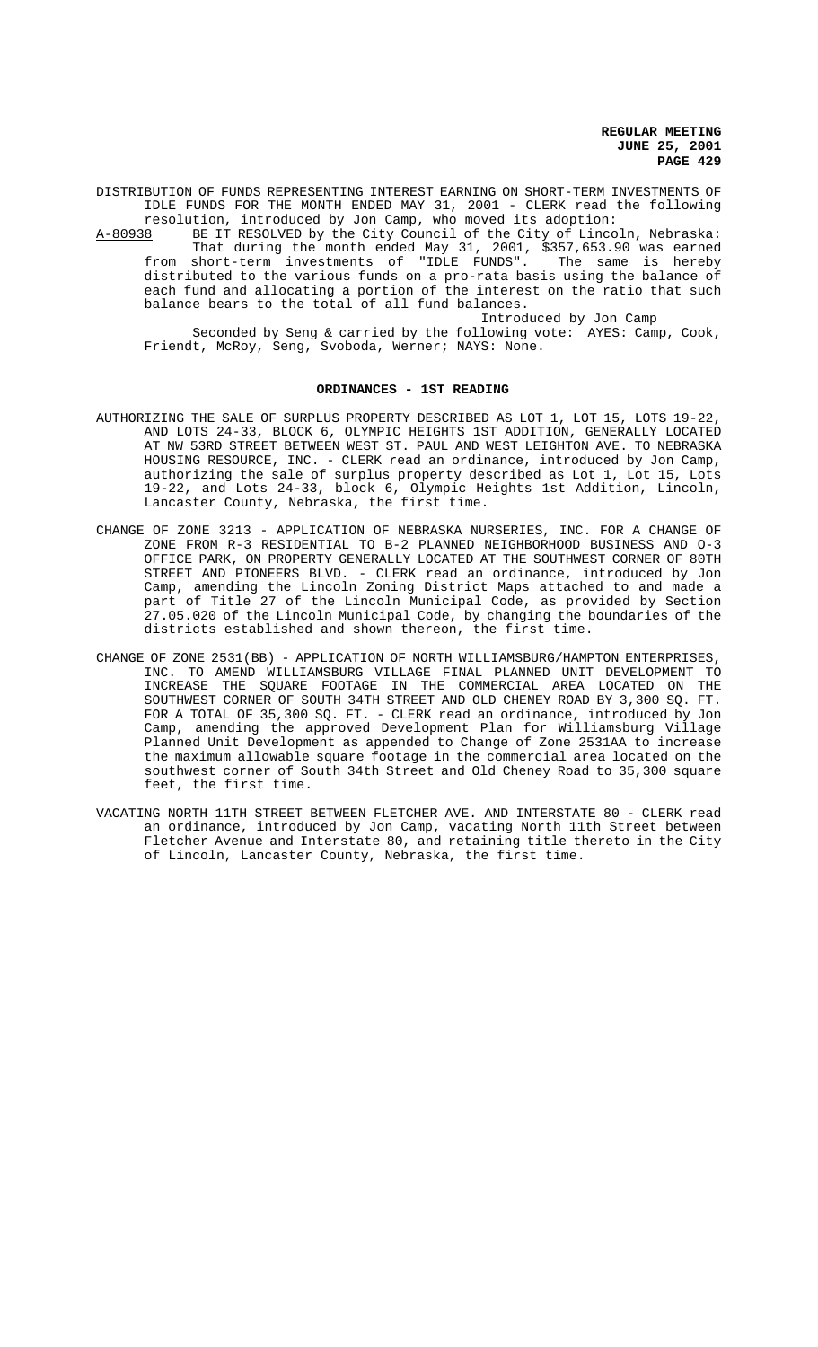DISTRIBUTION OF FUNDS REPRESENTING INTEREST EARNING ON SHORT-TERM INVESTMENTS OF IDLE FUNDS FOR THE MONTH ENDED MAY 31, 2001 - CLERK read the following resolution, introduced by Jon Camp, who moved its adoption:

A-80938 BE IT RESOLVED by the City Council of the City of Lincoln, Nebraska: That during the month ended May 31, 2001, $357,653.90 was earned from short-term investments of "IDLE FUNDS". The same is hereby distributed to the various funds on a pro-rata basis using the balance of each fund and allocating a portion of the interest on the ratio that such balance bears to the total of all fund balances.

Introduced by Jon Camp

Seconded by Seng & carried by the following vote: AYES: Camp, Cook, Friendt, McRoy, Seng, Svoboda, Werner; NAYS: None.

## ORDINANCES - 1ST READING

AUTHORIZING THE SALE OF SURPLUS PROPERTY DESCRIBED AS LOT 1, LOT 15, LOTS 19-22, AND LOTS 24-33, BLOCK 6, OLYMPIC HEIGHTS 1ST ADDITION, GENERALLY LOCATED AT NW 53RD STREET BETWEEN WEST ST. PAUL AND WEST LEIGHTON AVE. TO NEBRASKA HOUSING RESOURCE, INC. - CLERK read an ordinance, introduced by Jon Camp, authorizing the sale of surplus property described as Lot 1, Lot 15, Lots 19-22, and Lots 24-33, block 6, Olympic Heights 1st Addition, Lincoln, Lancaster County, Nebraska, the first time.

CHANGE OF ZONE 3213 - APPLICATION OF NEBRASKA NURSERIES, INC. FOR A CHANGE OF ZONE FROM R-3 RESIDENTIAL TO B-2 PLANNED NEIGHBORHOOD BUSINESS AND O-3 OFFICE PARK, ON PROPERTY GENERALLY LOCATED AT THE SOUTHWEST CORNER OF 80TH STREET AND PIONEERS BLVD. - CLERK read an ordinance, introduced by Jon Camp, amending the Lincoln Zoning District Maps attached to and made a part of Title 27 of the Lincoln Municipal Code, as provided by Section 27.05.020 of the Lincoln Municipal Code, by changing the boundaries of the districts established and shown thereon, the first time.

CHANGE OF ZONE 2531(BB) - APPLICATION OF NORTH WILLIAMSBURG/HAMPTON ENTERPRISES, INC. TO AMEND WILLIAMSBURG VILLAGE FINAL PLANNED UNIT DEVELOPMENT TO INCREASE THE SQUARE FOOTAGE IN THE COMMERCIAL AREA LOCATED ON THE SOUTHWEST CORNER OF SOUTH 34TH STREET AND OLD CHENEY ROAD BY 3,300 SQ. FT. FOR A TOTAL OF 35,300 SQ. FT. - CLERK read an ordinance, introduced by Jon Camp, amending the approved Development Plan for Williamsburg Village Planned Unit Development as appended to Change of Zone 2531AA to increase the maximum allowable square footage in the commercial area located on the southwest corner of South 34th Street and Old Cheney Road to 35,300 square feet, the first time.

VACATING NORTH 11TH STREET BETWEEN FLETCHER AVE. AND INTERSTATE 80 - CLERK read an ordinance, introduced by Jon Camp, vacating North 11th Street between Fletcher Avenue and Interstate 80, and retaining title thereto in the City of Lincoln, Lancaster County, Nebraska, the first time.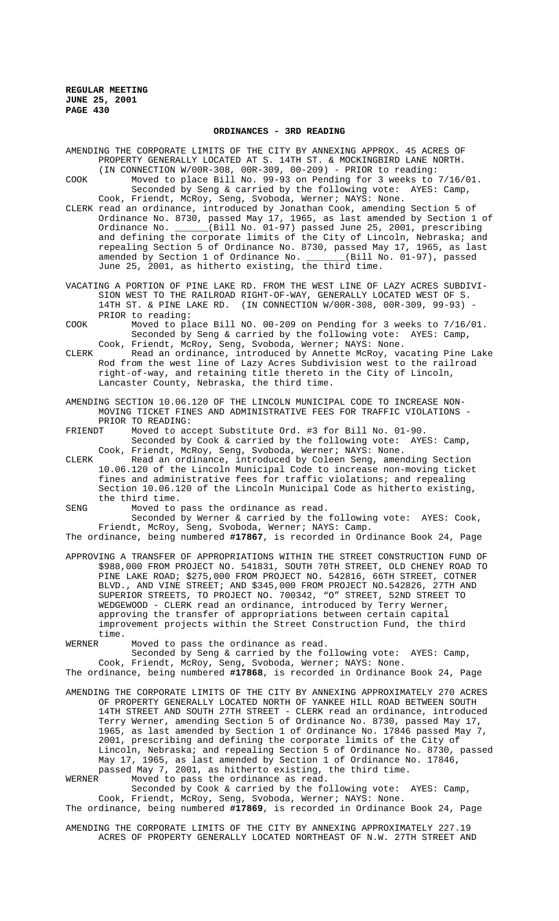**ORDINANCES - 3RD READING**

AMENDING THE CORPORATE LIMITS OF THE CITY BY ANNEXING APPROX. 45 ACRES OF PROPERTY GENERALLY LOCATED AT S. 14TH ST. & MOCKINGBIRD LANE NORTH. (IN CONNECTION W/00R-308, 00R-309, 00-209) - PRIOR to reading:

COOK Moved to place Bill No. 99-93 on Pending for 3 weeks to 7/16/01. Seconded by Seng & carried by the following vote: AYES: Camp, Cook, Friendt, McRoy, Seng, Svoboda, Werner; NAYS: None.

CLERK read an ordinance, introduced by Jonathan Cook, amending Section 5 of Ordinance No. 8730, passed May 17, 1965, as last amended by Section 1 of Ordinance No. ______(Bill No. 01-97) passed June 25, 2001, prescribing and defining the corporate limits of the City of Lincoln, Nebraska; and repealing Section 5 of Ordinance No. 8730, passed May 17, 1965, as last amended by Section 1 of Ordinance No. _______(Bill No. 01-97), passed June 25, 2001, as hitherto existing, the third time.

VACATING A PORTION OF PINE LAKE RD. FROM THE WEST LINE OF LAZY ACRES SUBDIVISION WEST TO THE RAILROAD RIGHT-OF-WAY, GENERALLY LOCATED WEST OF S. 14TH ST. & PINE LAKE RD. (IN CONNECTION W/00R-308, 00R-309, 99-93) - PRIOR to reading:

COOK Moved to place Bill NO. 00-209 on Pending for 3 weeks to 7/16/01. Seconded by Seng & carried by the following vote: AYES: Camp, Cook, Friendt, McRoy, Seng, Svoboda, Werner; NAYS: None.

CLERK Read an ordinance, introduced by Annette McRoy, vacating Pine Lake Rod from the west line of Lazy Acres Subdivision west to the railroad right-of-way, and retaining title thereto in the City of Lincoln, Lancaster County, Nebraska, the third time.

AMENDING SECTION 10.06.120 OF THE LINCOLN MUNICIPAL CODE TO INCREASE NON-MOVING TICKET FINES AND ADMINISTRATIVE FEES FOR TRAFFIC VIOLATIONS - PRIOR TO READING:

FRIENDT Moved to accept Substitute Ord. #3 for Bill No. 01-90. Seconded by Cook & carried by the following vote: AYES: Camp, Cook, Friendt, McRoy, Seng, Svoboda, Werner; NAYS: None.

CLERK Read an ordinance, introduced by Coleen Seng, amending Section 10.06.120 of the Lincoln Municipal Code to increase non-moving ticket fines and administrative fees for traffic violations; and repealing Section 10.06.120 of the Lincoln Municipal Code as hitherto existing, the third time.

SENG Moved to pass the ordinance as read. Seconded by Werner & carried by the following vote: AYES: Cook, Friendt, McRoy, Seng, Svoboda, Werner; NAYS: Camp.

The ordinance, being numbered **#17867**, is recorded in Ordinance Book 24, Page

APPROVING A TRANSFER OF APPROPRIATIONS WITHIN THE STREET CONSTRUCTION FUND OF $988,000 FROM PROJECT NO. 541831, SOUTH 70TH STREET, OLD CHENEY ROAD TO PINE LAKE ROAD; $275,000 FROM PROJECT NO. 542816, 66TH STREET, COTNER BLVD., AND VINE STREET; AND $345,000 FROM PROJECT NO.542826, 27TH AND SUPERIOR STREETS, TO PROJECT NO. 700342, "O" STREET, 52ND STREET TO WEDGEWOOD - CLERK read an ordinance, introduced by Terry Werner, approving the transfer of appropriations between certain capital improvement projects within the Street Construction Fund, the third time.

WERNER Moved to pass the ordinance as read. Seconded by Seng & carried by the following vote: AYES: Camp, Cook, Friendt, McRoy, Seng, Svoboda, Werner; NAYS: None.

The ordinance, being numbered **#17868**, is recorded in Ordinance Book 24, Page

AMENDING THE CORPORATE LIMITS OF THE CITY BY ANNEXING APPROXIMATELY 270 ACRES OF PROPERTY GENERALLY LOCATED NORTH OF YANKEE HILL ROAD BETWEEN SOUTH 14TH STREET AND SOUTH 27TH STREET - CLERK read an ordinance, introduced Terry Werner, amending Section 5 of Ordinance No. 8730, passed May 17, 1965, as last amended by Section 1 of Ordinance No. 17846 passed May 7, 2001, prescribing and defining the corporate limits of the City of Lincoln, Nebraska; and repealing Section 5 of Ordinance No. 8730, passed May 17, 1965, as last amended by Section 1 of Ordinance No. 17846, passed May 7, 2001, as hitherto existing, the third time.

WERNER Moved to pass the ordinance as read. Seconded by Cook & carried by the following vote: AYES: Camp, Cook, Friendt, McRoy, Seng, Svoboda, Werner; NAYS: None.

The ordinance, being numbered **#17869**, is recorded in Ordinance Book 24, Page

AMENDING THE CORPORATE LIMITS OF THE CITY BY ANNEXING APPROXIMATELY 227.19 ACRES OF PROPERTY GENERALLY LOCATED NORTHEAST OF N.W. 27TH STREET AND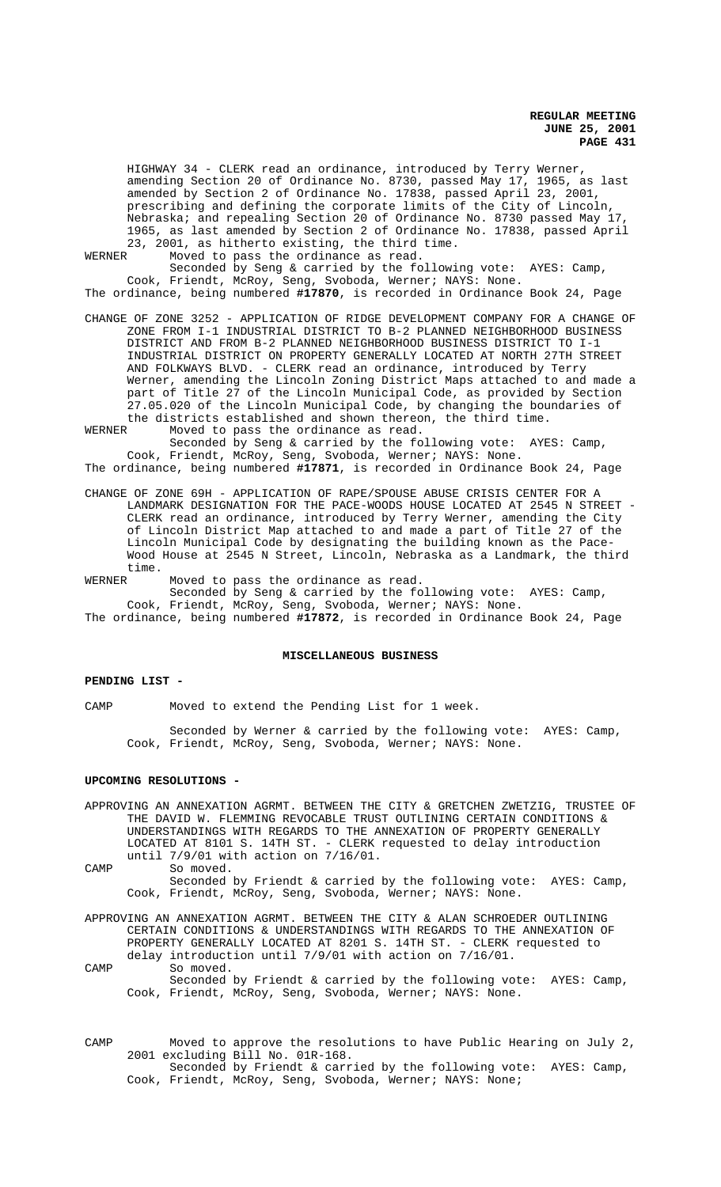HIGHWAY 34 - CLERK read an ordinance, introduced by Terry Werner, amending Section 20 of Ordinance No. 8730, passed May 17, 1965, as last amended by Section 2 of Ordinance No. 17838, passed April 23, 2001, prescribing and defining the corporate limits of the City of Lincoln, Nebraska; and repealing Section 20 of Ordinance No. 8730 passed May 17, 1965, as last amended by Section 2 of Ordinance No. 17838, passed April 23, 2001, as hitherto existing, the third time.

WERNER Moved to pass the ordinance as read.

Seconded by Seng & carried by the following vote: AYES: Camp, Cook, Friendt, McRoy, Seng, Svoboda, Werner; NAYS: None.

The ordinance, being numbered **#17870**, is recorded in Ordinance Book 24, Page

CHANGE OF ZONE 3252 - APPLICATION OF RIDGE DEVELOPMENT COMPANY FOR A CHANGE OF ZONE FROM I-1 INDUSTRIAL DISTRICT TO B-2 PLANNED NEIGHBORHOOD BUSINESS DISTRICT AND FROM B-2 PLANNED NEIGHBORHOOD BUSINESS DISTRICT TO I-1 INDUSTRIAL DISTRICT ON PROPERTY GENERALLY LOCATED AT NORTH 27TH STREET AND FOLKWAYS BLVD. - CLERK read an ordinance, introduced by Terry Werner, amending the Lincoln Zoning District Maps attached to and made a part of Title 27 of the Lincoln Municipal Code, as provided by Section 27.05.020 of the Lincoln Municipal Code, by changing the boundaries of the districts established and shown thereon, the third time.

WERNER Moved to pass the ordinance as read.

Seconded by Seng & carried by the following vote: AYES: Camp, Cook, Friendt, McRoy, Seng, Svoboda, Werner; NAYS: None.

The ordinance, being numbered **#17871**, is recorded in Ordinance Book 24, Page

CHANGE OF ZONE 69H - APPLICATION OF RAPE/SPOUSE ABUSE CRISIS CENTER FOR A LANDMARK DESIGNATION FOR THE PACE-WOODS HOUSE LOCATED AT 2545 N STREET - CLERK read an ordinance, introduced by Terry Werner, amending the City of Lincoln District Map attached to and made a part of Title 27 of the Lincoln Municipal Code by designating the building known as the Pace-Wood House at 2545 N Street, Lincoln, Nebraska as a Landmark, the third time.

WERNER Moved to pass the ordinance as read.

Seconded by Seng & carried by the following vote: AYES: Camp, Cook, Friendt, McRoy, Seng, Svoboda, Werner; NAYS: None.

The ordinance, being numbered **#17872**, is recorded in Ordinance Book 24, Page

## MISCELLANEOUS BUSINESS

**PENDING LIST -**

CAMP Moved to extend the Pending List for 1 week.

Seconded by Werner & carried by the following vote: AYES: Camp, Cook, Friendt, McRoy, Seng, Svoboda, Werner; NAYS: None.

**UPCOMING RESOLUTIONS -**

APPROVING AN ANNEXATION AGRMT. BETWEEN THE CITY & GRETCHEN ZWETZIG, TRUSTEE OF THE DAVID W. FLEMMING REVOCABLE TRUST OUTLINING CERTAIN CONDITIONS & UNDERSTANDINGS WITH REGARDS TO THE ANNEXATION OF PROPERTY GENERALLY LOCATED AT 8101 S. 14TH ST. - CLERK requested to delay introduction until 7/9/01 with action on 7/16/01.

CAMP So moved.

Seconded by Friendt & carried by the following vote: AYES: Camp, Cook, Friendt, McRoy, Seng, Svoboda, Werner; NAYS: None.

APPROVING AN ANNEXATION AGRMT. BETWEEN THE CITY & ALAN SCHROEDER OUTLINING CERTAIN CONDITIONS & UNDERSTANDINGS WITH REGARDS TO THE ANNEXATION OF PROPERTY GENERALLY LOCATED AT 8201 S. 14TH ST. - CLERK requested to delay introduction until 7/9/01 with action on 7/16/01.

CAMP So moved.

Seconded by Friendt & carried by the following vote: AYES: Camp, Cook, Friendt, McRoy, Seng, Svoboda, Werner; NAYS: None.

CAMP Moved to approve the resolutions to have Public Hearing on July 2, 2001 excluding Bill No. 01R-168.

Seconded by Friendt & carried by the following vote: AYES: Camp, Cook, Friendt, McRoy, Seng, Svoboda, Werner; NAYS: None;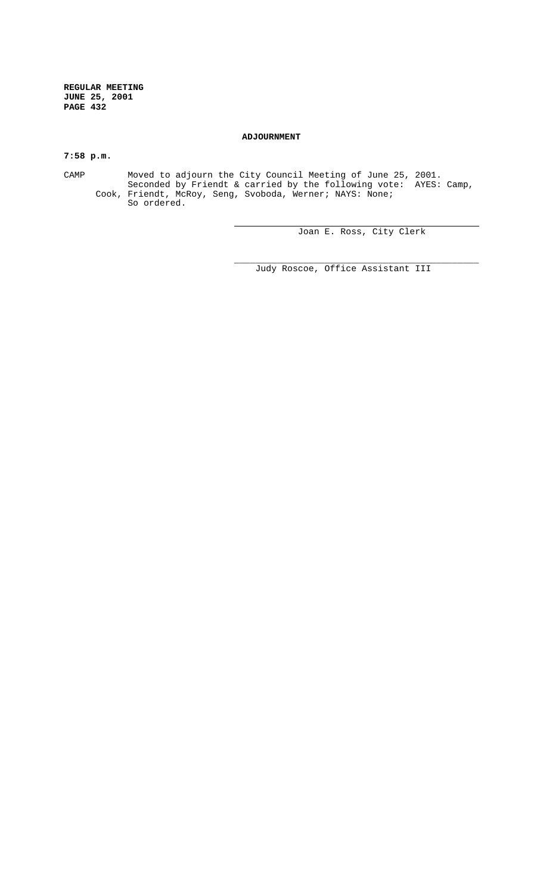## ADJOURNMENT

**7:58 p.m.**

CAMP Moved to adjourn the City Council Meeting of June 25, 2001. Seconded by Friendt & carried by the following vote: AYES: Camp, Cook, Friendt, McRoy, Seng, Svoboda, Werner; NAYS: None; So ordered.

\_\_\_\_\_\_\_\_\_\_\_\_\_\_\_\_\_\_\_\_\_\_\_\_\_\_\_\_\_\_\_\_\_\_\_\_\_\_\_\_
Joan E. Ross, City Clerk

\_\_\_\_\_\_\_\_\_\_\_\_\_\_\_\_\_\_\_\_\_\_\_\_\_\_\_\_\_\_\_\_\_\_\_\_\_\_\_\_
Judy Roscoe, Office Assistant III